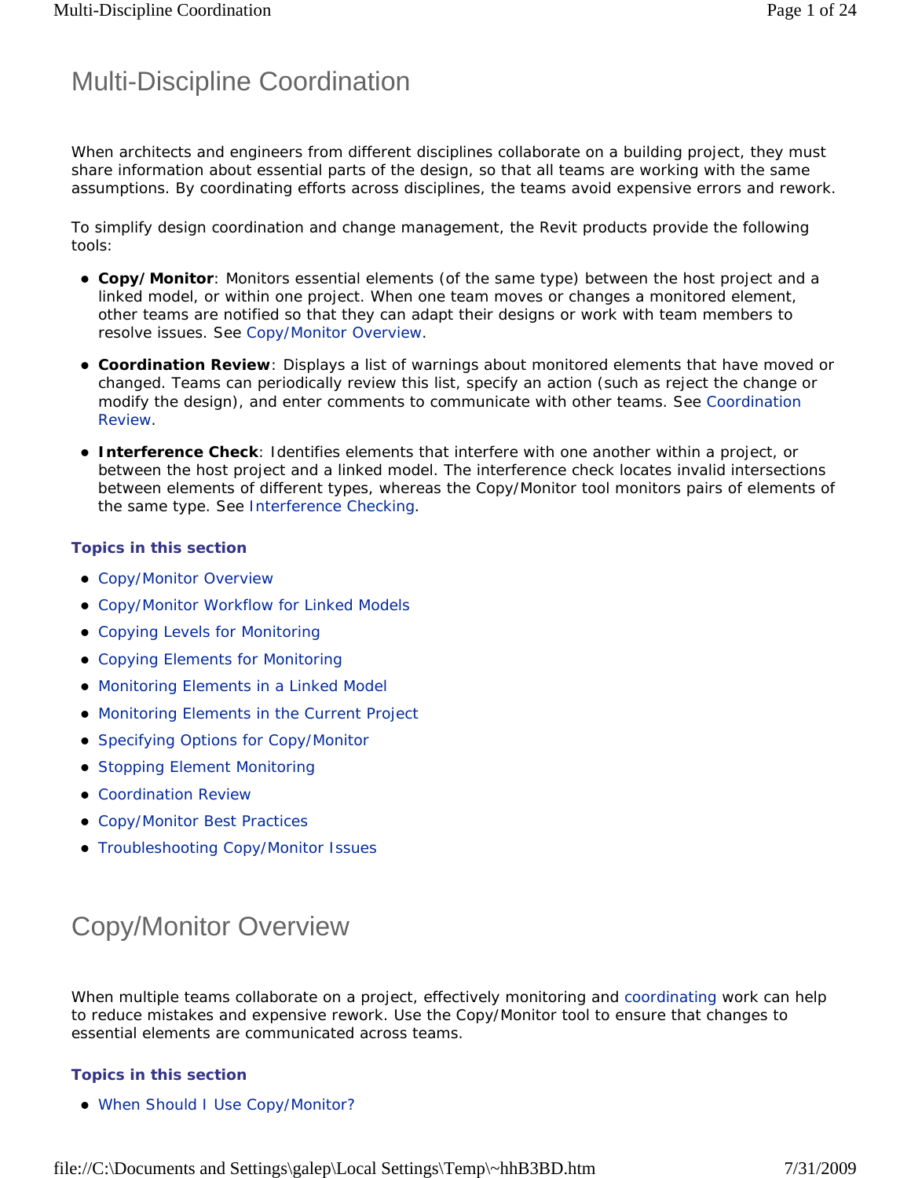# Multi-Discipline Coordination

When architects and engineers from different disciplines collaborate on a building project, they must share information about essential parts of the design, so that all teams are working with the same assumptions. By coordinating efforts across disciplines, the teams avoid expensive errors and rework.

To simplify design coordination and change management, the Revit products provide the following tools:

- **Copy/Monitor**: Monitors essential elements (of the same type) between the host project and a linked model, or within one project. When one team moves or changes a monitored element, other teams are notified so that they can adapt their designs or work with team members to resolve issues. See Copy/Monitor Overview.
- **Coordination Review**: Displays a list of warnings about monitored elements that have moved or changed. Teams can periodically review this list, specify an action (such as reject the change or modify the design), and enter comments to communicate with other teams. See Coordination Review.
- **Interference Check**: Identifies elements that interfere with one another within a project, or between the host project and a linked model. The interference check locates invalid intersections between elements of different types, whereas the Copy/Monitor tool monitors pairs of elements of the same type. See Interference Checking.

### Topics in this section

- Copy/Monitor Overview
- Copy/Monitor Workflow for Linked Models
- Copying Levels for Monitoring
- Copying Elements for Monitoring
- Monitoring Elements in a Linked Model
- Monitoring Elements in the Current Project
- Specifying Options for Copy/Monitor
- Stopping Element Monitoring
- Coordination Review
- Copy/Monitor Best Practices
- Troubleshooting Copy/Monitor Issues

# Copy/Monitor Overview

When multiple teams collaborate on a project, effectively monitoring and coordinating work can help to reduce mistakes and expensive rework. Use the Copy/Monitor tool to ensure that changes to essential elements are communicated across teams.

### Topics in this section

- When Should I Use Copy/Monitor?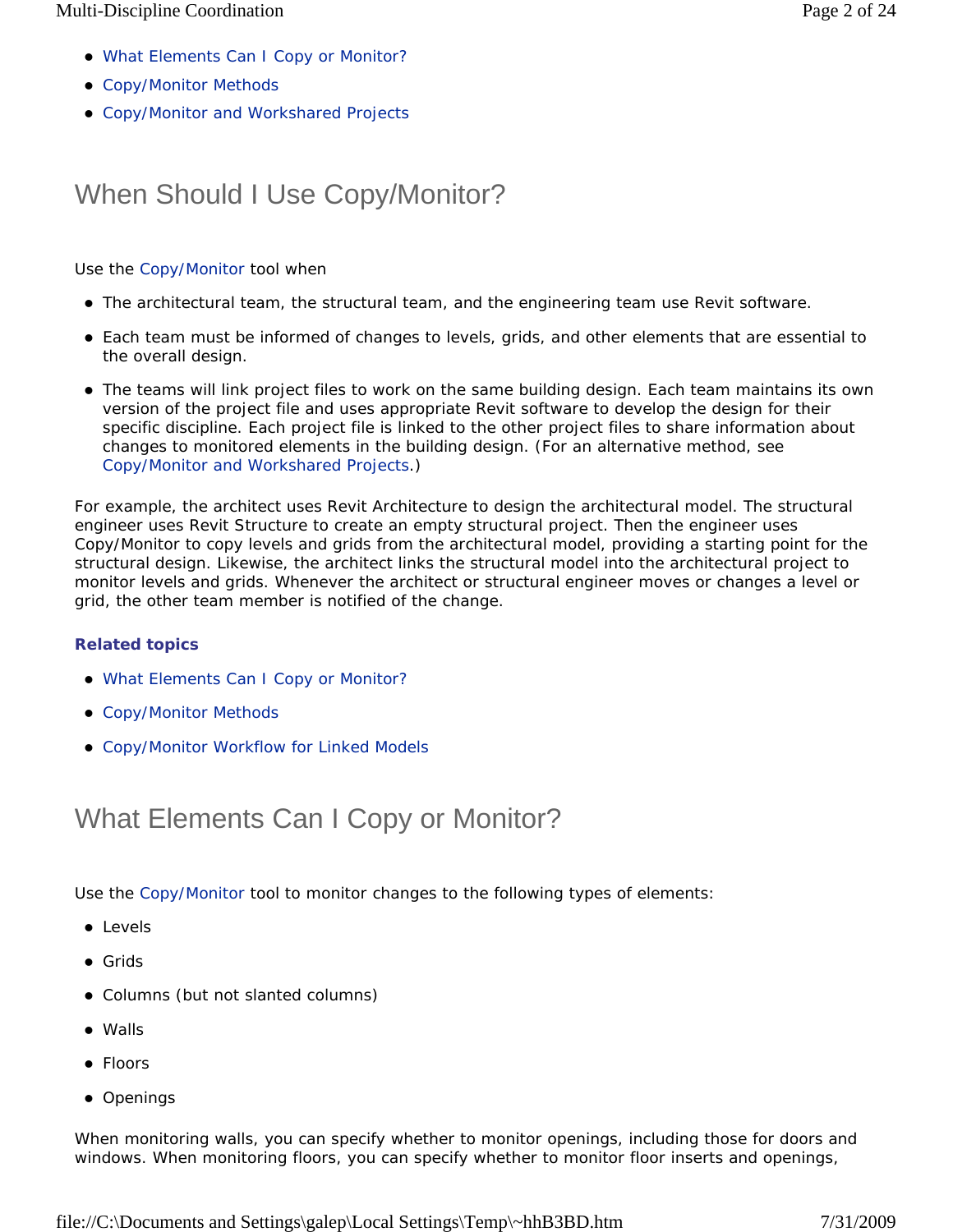- What Elements Can I Copy or Monitor?
- Copy/Monitor Methods
- Copy/Monitor and Workshared Projects

## When Should I Use Copy/Monitor?

Use the Copy/Monitor tool when

- The architectural team, the structural team, and the engineering team use Revit software.
- Each team must be informed of changes to levels, grids, and other elements that are essential to the overall design.
- The teams will link project files to work on the same building design. Each team maintains its own version of the project file and uses appropriate Revit software to develop the design for their specific discipline. Each project file is linked to the other project files to share information about changes to monitored elements in the building design. (For an alternative method, see Copy/Monitor and Workshared Projects.)

For example, the architect uses Revit Architecture to design the architectural model. The structural engineer uses Revit Structure to create an empty structural project. Then the engineer uses Copy/Monitor to copy levels and grids from the architectural model, providing a starting point for the structural design. Likewise, the architect links the structural model into the architectural project to monitor levels and grids. Whenever the architect or structural engineer moves or changes a level or grid, the other team member is notified of the change.

**Related topics**

- What Elements Can I Copy or Monitor?
- Copy/Monitor Methods
- Copy/Monitor Workflow for Linked Models

## What Elements Can I Copy or Monitor?

Use the Copy/Monitor tool to monitor changes to the following types of elements:

- Levels
- Grids
- Columns (but not slanted columns)
- Walls
- Floors
- Openings

When monitoring walls, you can specify whether to monitor openings, including those for doors and windows. When monitoring floors, you can specify whether to monitor floor inserts and openings,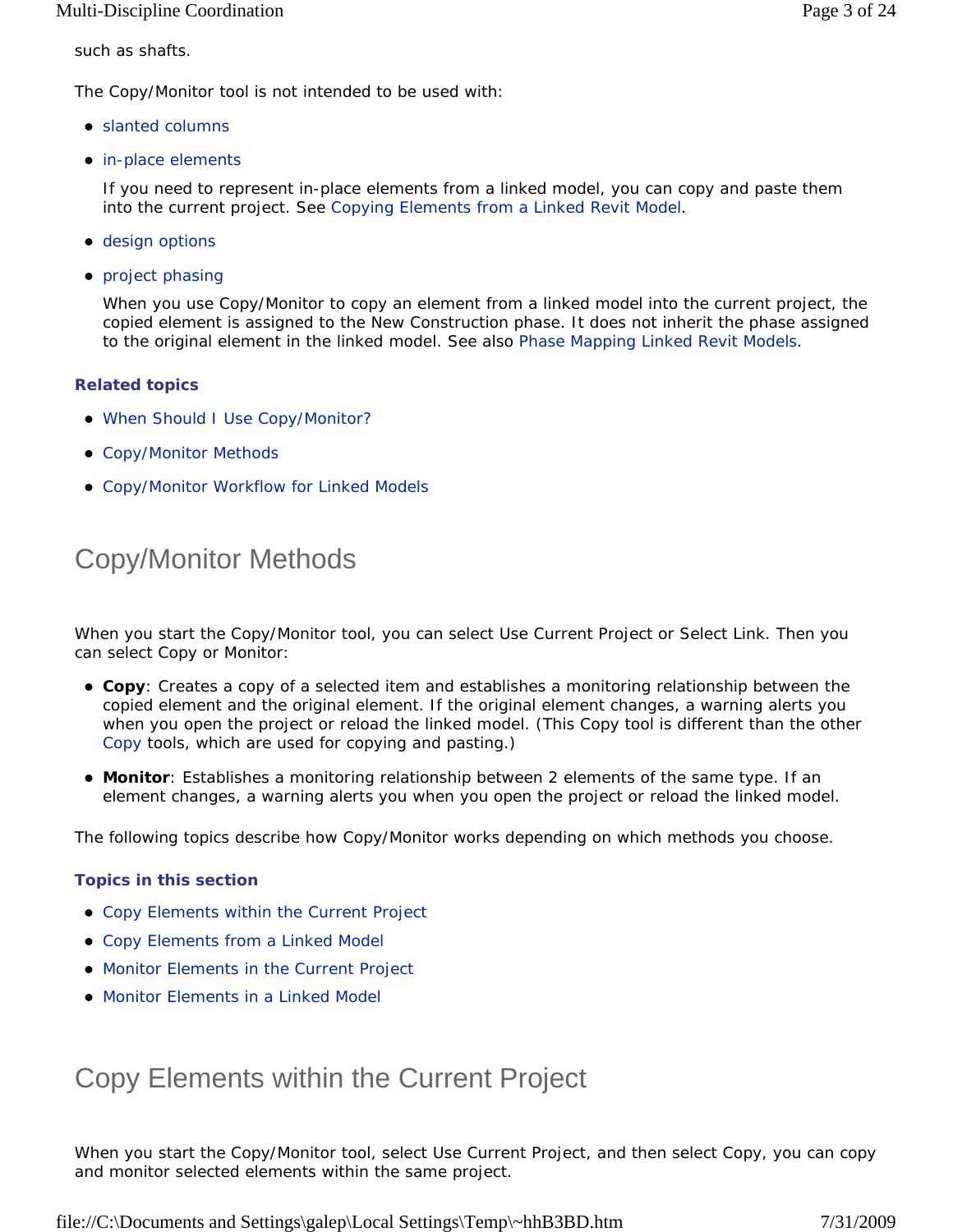such as shafts.

The Copy/Monitor tool is not intended to be used with:

- slanted columns
- in-place elements

  If you need to represent in-place elements from a linked model, you can copy and paste them into the current project. See Copying Elements from a Linked Revit Model.

- design options
- project phasing

  When you use Copy/Monitor to copy an element from a linked model into the current project, the copied element is assigned to the New Construction phase. It does not inherit the phase assigned to the original element in the linked model. See also Phase Mapping Linked Revit Models.

### Related topics

- When Should I Use Copy/Monitor?
- Copy/Monitor Methods
- Copy/Monitor Workflow for Linked Models

## Copy/Monitor Methods

When you start the Copy/Monitor tool, you can select Use Current Project or Select Link. Then you can select Copy or Monitor:

- **Copy**: Creates a copy of a selected item and establishes a monitoring relationship between the copied element and the original element. If the original element changes, a warning alerts you when you open the project or reload the linked model. (This Copy tool is different than the other Copy tools, which are used for copying and pasting.)
- **Monitor**: Establishes a monitoring relationship between 2 elements of the same type. If an element changes, a warning alerts you when you open the project or reload the linked model.

The following topics describe how Copy/Monitor works depending on which methods you choose.

### Topics in this section

- Copy Elements within the Current Project
- Copy Elements from a Linked Model
- Monitor Elements in the Current Project
- Monitor Elements in a Linked Model

## Copy Elements within the Current Project

When you start the Copy/Monitor tool, select Use Current Project, and then select Copy, you can copy and monitor selected elements within the same project.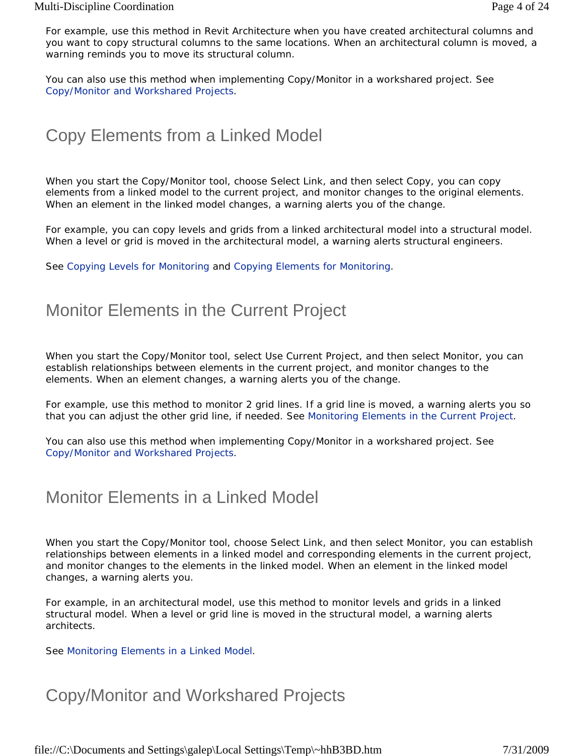For example, use this method in Revit Architecture when you have created architectural columns and you want to copy structural columns to the same locations. When an architectural column is moved, a warning reminds you to move its structural column.

You can also use this method when implementing Copy/Monitor in a workshared project. See Copy/Monitor and Workshared Projects.

## Copy Elements from a Linked Model

When you start the Copy/Monitor tool, choose Select Link, and then select Copy, you can copy elements from a linked model to the current project, and monitor changes to the original elements. When an element in the linked model changes, a warning alerts you of the change.

For example, you can copy levels and grids from a linked architectural model into a structural model. When a level or grid is moved in the architectural model, a warning alerts structural engineers.

See Copying Levels for Monitoring and Copying Elements for Monitoring.

## Monitor Elements in the Current Project

When you start the Copy/Monitor tool, select Use Current Project, and then select Monitor, you can establish relationships between elements in the current project, and monitor changes to the elements. When an element changes, a warning alerts you of the change.

For example, use this method to monitor 2 grid lines. If a grid line is moved, a warning alerts you so that you can adjust the other grid line, if needed. See Monitoring Elements in the Current Project.

You can also use this method when implementing Copy/Monitor in a workshared project. See Copy/Monitor and Workshared Projects.

## Monitor Elements in a Linked Model

When you start the Copy/Monitor tool, choose Select Link, and then select Monitor, you can establish relationships between elements in a linked model and corresponding elements in the current project, and monitor changes to the elements in the linked model. When an element in the linked model changes, a warning alerts you.

For example, in an architectural model, use this method to monitor levels and grids in a linked structural model. When a level or grid line is moved in the structural model, a warning alerts architects.

See Monitoring Elements in a Linked Model.

## Copy/Monitor and Workshared Projects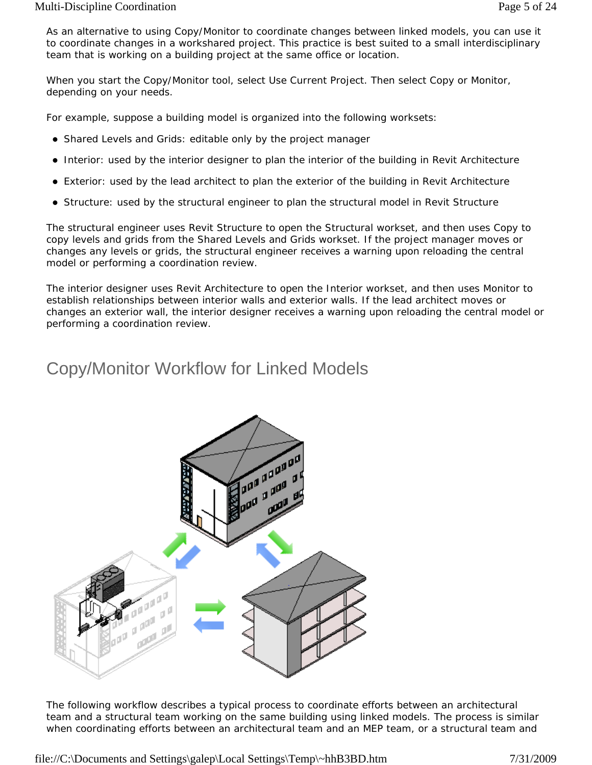As an alternative to using Copy/Monitor to coordinate changes between linked models, you can use it to coordinate changes in a workshared project. This practice is best suited to a small interdisciplinary team that is working on a building project at the same office or location.

When you start the Copy/Monitor tool, select Use Current Project. Then select Copy or Monitor, depending on your needs.

For example, suppose a building model is organized into the following worksets:

- Shared Levels and Grids: editable only by the project manager
- Interior: used by the interior designer to plan the interior of the building in Revit Architecture
- Exterior: used by the lead architect to plan the exterior of the building in Revit Architecture
- Structure: used by the structural engineer to plan the structural model in Revit Structure

The structural engineer uses Revit Structure to open the Structural workset, and then uses Copy to copy levels and grids from the Shared Levels and Grids workset. If the project manager moves or changes any levels or grids, the structural engineer receives a warning upon reloading the central model or performing a coordination review.

The interior designer uses Revit Architecture to open the Interior workset, and then uses Monitor to establish relationships between interior walls and exterior walls. If the lead architect moves or changes an exterior wall, the interior designer receives a warning upon reloading the central model or performing a coordination review.

# Copy/Monitor Workflow for Linked Models

The following workflow describes a typical process to coordinate efforts between an architectural team and a structural team working on the same building using linked models. The process is similar when coordinating efforts between an architectural team and an MEP team, or a structural team and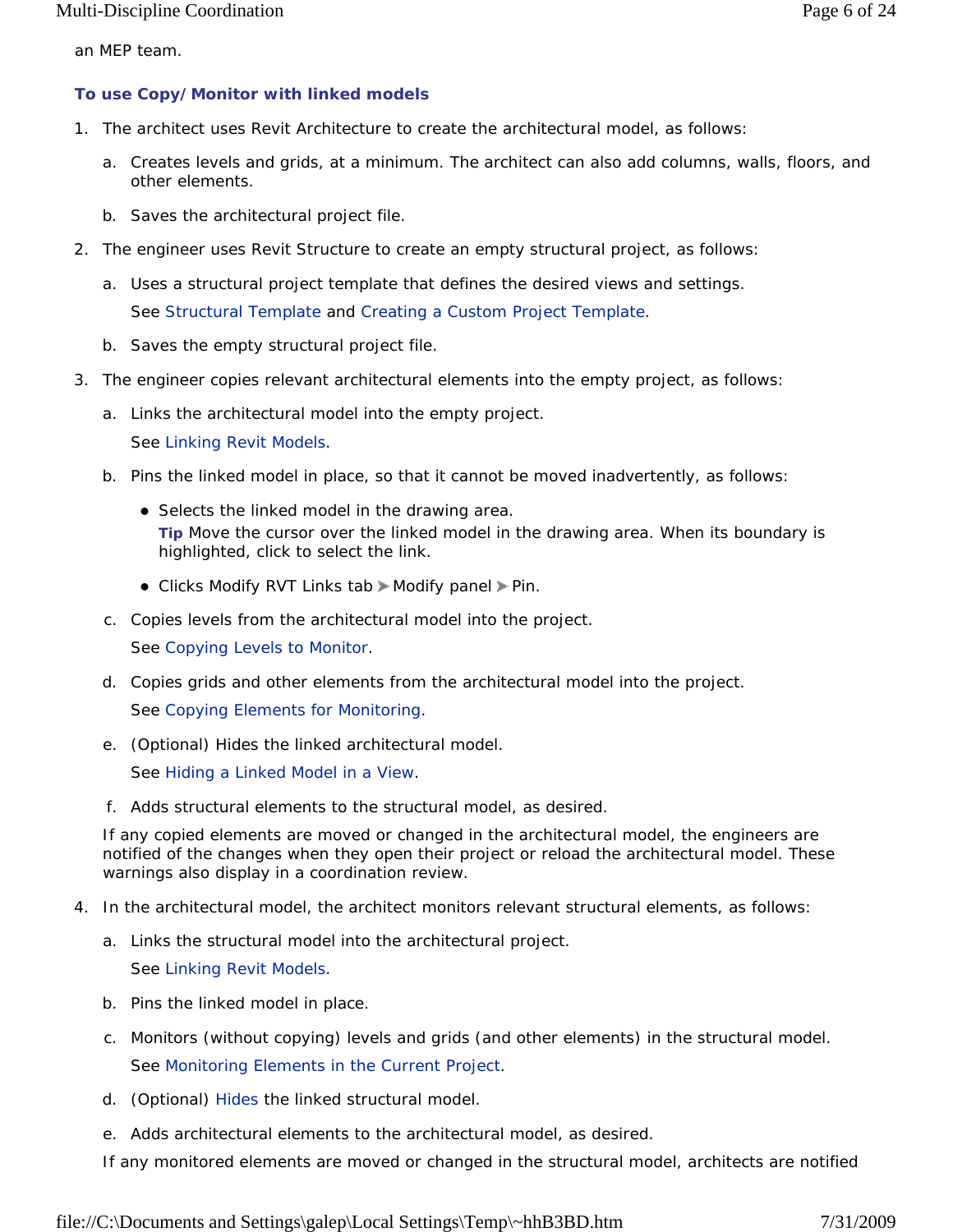an MEP team.

### To use Copy/Monitor with linked models

1. The architect uses Revit Architecture to create the architectural model, as follows:

   a. Creates levels and grids, at a minimum. The architect can also add columns, walls, floors, and other elements.

   b. Saves the architectural project file.

2. The engineer uses Revit Structure to create an empty structural project, as follows:

   a. Uses a structural project template that defines the desired views and settings.

      See Structural Template and Creating a Custom Project Template.

   b. Saves the empty structural project file.

3. The engineer copies relevant architectural elements into the empty project, as follows:

   a. Links the architectural model into the empty project.

      See Linking Revit Models.

   b. Pins the linked model in place, so that it cannot be moved inadvertently, as follows:

      - Selects the linked model in the drawing area.

        **Tip** Move the cursor over the linked model in the drawing area. When its boundary is highlighted, click to select the link.

      - Clicks Modify RVT Links tab ➤ Modify panel ➤ Pin.

   c. Copies levels from the architectural model into the project.

      See Copying Levels to Monitor.

   d. Copies grids and other elements from the architectural model into the project.

      See Copying Elements for Monitoring.

   e. (Optional) Hides the linked architectural model.

      See Hiding a Linked Model in a View.

   f. Adds structural elements to the structural model, as desired.

   If any copied elements are moved or changed in the architectural model, the engineers are notified of the changes when they open their project or reload the architectural model. These warnings also display in a coordination review.

4. In the architectural model, the architect monitors relevant structural elements, as follows:

   a. Links the structural model into the architectural project.

      See Linking Revit Models.

   b. Pins the linked model in place.

   c. Monitors (without copying) levels and grids (and other elements) in the structural model.

      See Monitoring Elements in the Current Project.

   d. (Optional) Hides the linked structural model.

   e. Adds architectural elements to the architectural model, as desired.

   If any monitored elements are moved or changed in the structural model, architects are notified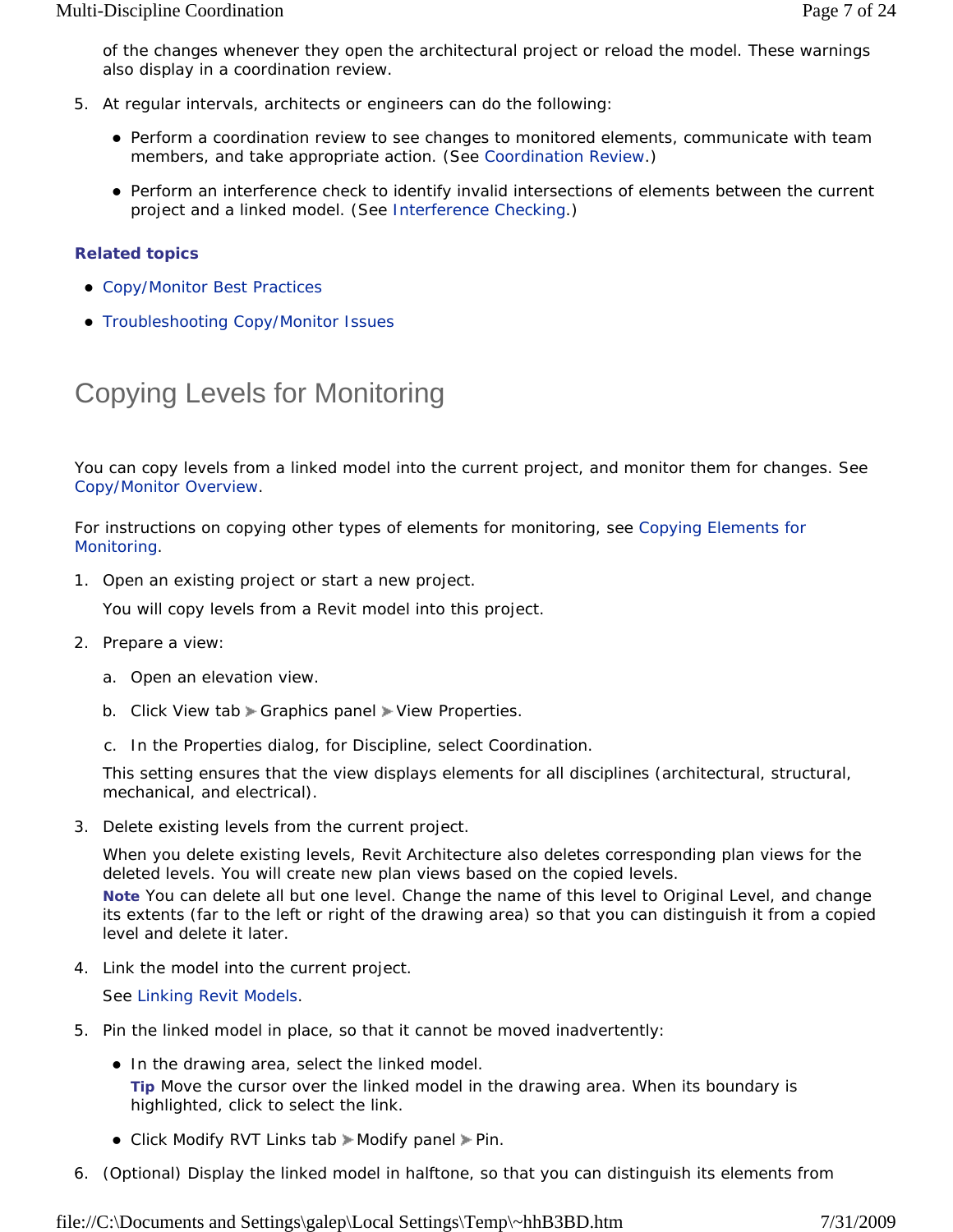of the changes whenever they open the architectural project or reload the model. These warnings also display in a coordination review.

5. At regular intervals, architects or engineers can do the following:

   - Perform a coordination review to see changes to monitored elements, communicate with team members, and take appropriate action. (See Coordination Review.)
   - Perform an interference check to identify invalid intersections of elements between the current project and a linked model. (See Interference Checking.)

**Related topics**

- Copy/Monitor Best Practices
- Troubleshooting Copy/Monitor Issues

# Copying Levels for Monitoring

You can copy levels from a linked model into the current project, and monitor them for changes. See Copy/Monitor Overview.

For instructions on copying other types of elements for monitoring, see Copying Elements for Monitoring.

1. Open an existing project or start a new project.

   You will copy levels from a Revit model into this project.

2. Prepare a view:

   a. Open an elevation view.

   b. Click View tab ➤ Graphics panel ➤ View Properties.

   c. In the Properties dialog, for Discipline, select Coordination.

   This setting ensures that the view displays elements for all disciplines (architectural, structural, mechanical, and electrical).

3. Delete existing levels from the current project.

   When you delete existing levels, Revit Architecture also deletes corresponding plan views for the deleted levels. You will create new plan views based on the copied levels.

   **Note** You can delete all but one level. Change the name of this level to Original Level, and change its extents (far to the left or right of the drawing area) so that you can distinguish it from a copied level and delete it later.

4. Link the model into the current project.

   See Linking Revit Models.

5. Pin the linked model in place, so that it cannot be moved inadvertently:

   - In the drawing area, select the linked model.

     **Tip** Move the cursor over the linked model in the drawing area. When its boundary is highlighted, click to select the link.

   - Click Modify RVT Links tab ➤ Modify panel ➤ Pin.

6. (Optional) Display the linked model in halftone, so that you can distinguish its elements from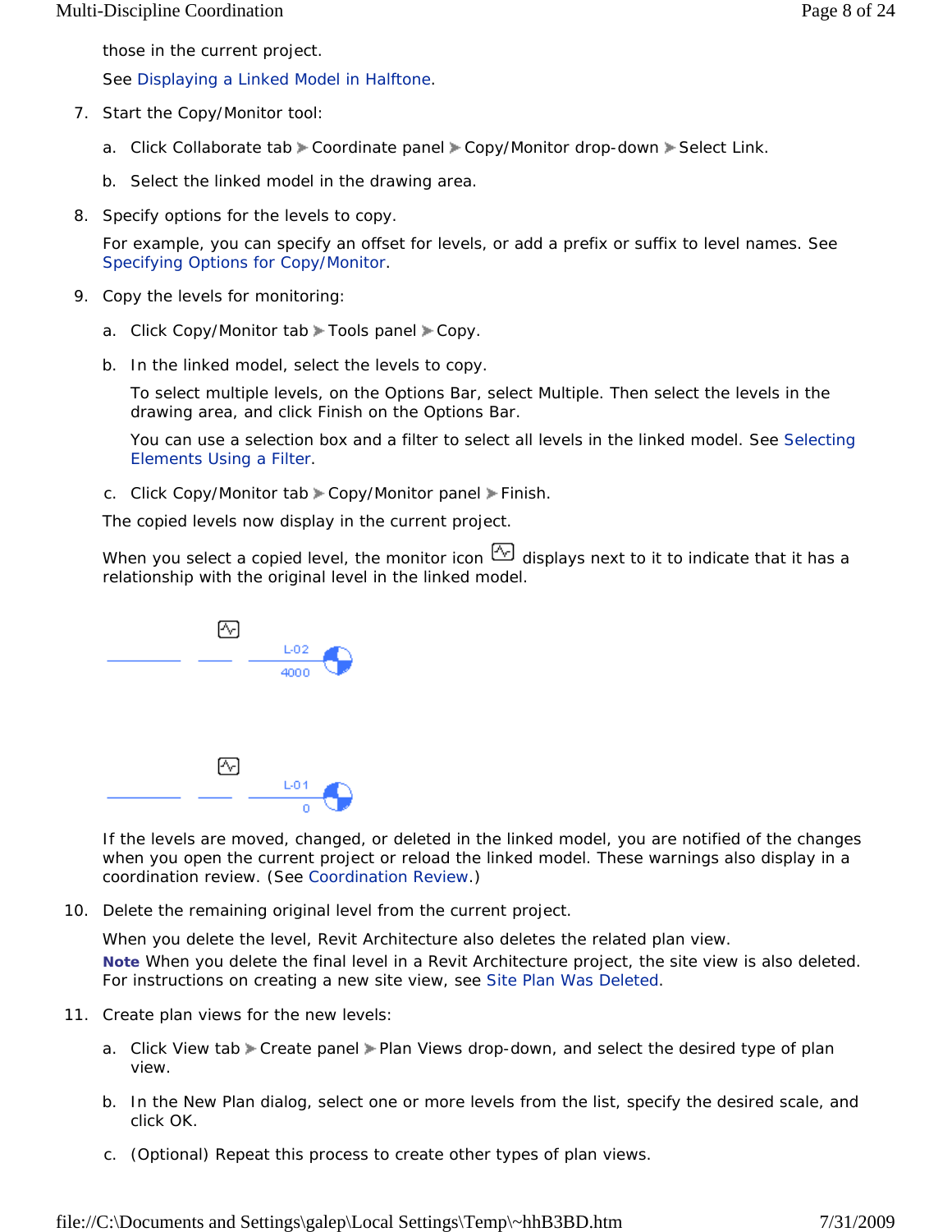those in the current project.

See Displaying a Linked Model in Halftone.

7. Start the Copy/Monitor tool:

   a. Click Collaborate tab ➤ Coordinate panel ➤ Copy/Monitor drop-down ➤ Select Link.

   b. Select the linked model in the drawing area.

8. Specify options for the levels to copy.

   For example, you can specify an offset for levels, or add a prefix or suffix to level names. See Specifying Options for Copy/Monitor.

9. Copy the levels for monitoring:

   a. Click Copy/Monitor tab ➤ Tools panel ➤ Copy.

   b. In the linked model, select the levels to copy.

      To select multiple levels, on the Options Bar, select Multiple. Then select the levels in the drawing area, and click Finish on the Options Bar.

      You can use a selection box and a filter to select all levels in the linked model. See Selecting Elements Using a Filter.

   c. Click Copy/Monitor tab ➤ Copy/Monitor panel ➤ Finish.

   The copied levels now display in the current project.

   When you select a copied level, the monitor icon displays next to it to indicate that it has a relationship with the original level in the linked model.

   L-02
   4000

   L-01
   0

   If the levels are moved, changed, or deleted in the linked model, you are notified of the changes when you open the current project or reload the linked model. These warnings also display in a coordination review. (See Coordination Review.)

10. Delete the remaining original level from the current project.

    When you delete the level, Revit Architecture also deletes the related plan view.

    **Note** When you delete the final level in a Revit Architecture project, the site view is also deleted. For instructions on creating a new site view, see Site Plan Was Deleted.

11. Create plan views for the new levels:

    a. Click View tab ➤ Create panel ➤ Plan Views drop-down, and select the desired type of plan view.

    b. In the New Plan dialog, select one or more levels from the list, specify the desired scale, and click OK.

    c. (Optional) Repeat this process to create other types of plan views.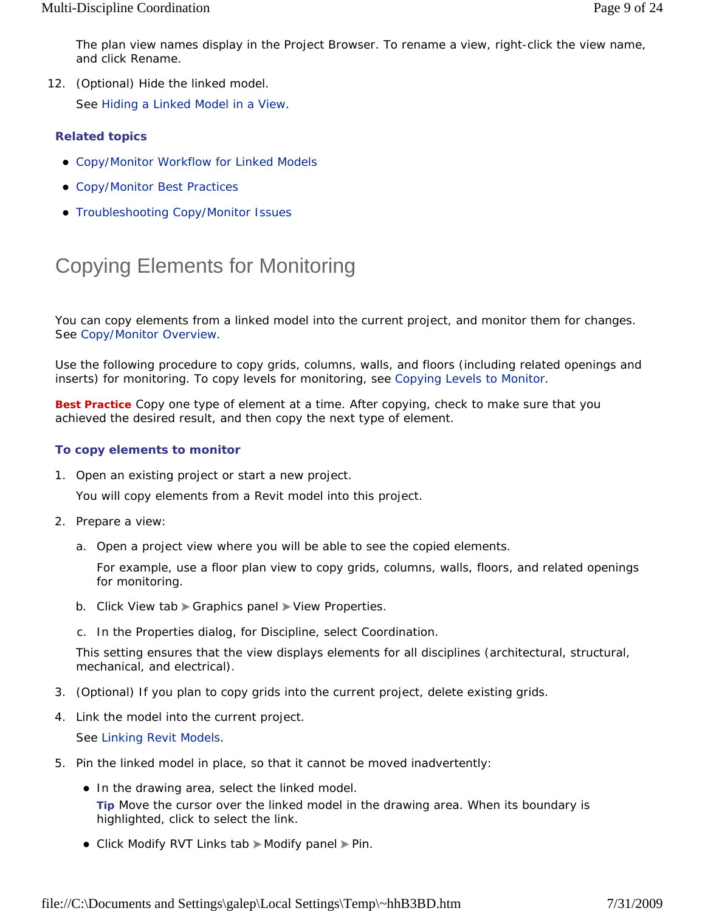The plan view names display in the Project Browser. To rename a view, right-click the view name, and click Rename.

12. (Optional) Hide the linked model.

    See Hiding a Linked Model in a View.

### Related topics

- Copy/Monitor Workflow for Linked Models
- Copy/Monitor Best Practices
- Troubleshooting Copy/Monitor Issues

# Copying Elements for Monitoring

You can copy elements from a linked model into the current project, and monitor them for changes. See Copy/Monitor Overview.

Use the following procedure to copy grids, columns, walls, and floors (including related openings and inserts) for monitoring. To copy levels for monitoring, see Copying Levels to Monitor.

**Best Practice** Copy one type of element at a time. After copying, check to make sure that you achieved the desired result, and then copy the next type of element.

### To copy elements to monitor

1. Open an existing project or start a new project.

   You will copy elements from a Revit model into this project.

2. Prepare a view:

   a. Open a project view where you will be able to see the copied elements.

      For example, use a floor plan view to copy grids, columns, walls, floors, and related openings for monitoring.

   b. Click View tab ➤ Graphics panel ➤ View Properties.

   c. In the Properties dialog, for Discipline, select Coordination.

   This setting ensures that the view displays elements for all disciplines (architectural, structural, mechanical, and electrical).

3. (Optional) If you plan to copy grids into the current project, delete existing grids.

4. Link the model into the current project.

   See Linking Revit Models.

5. Pin the linked model in place, so that it cannot be moved inadvertently:

   - In the drawing area, select the linked model.

     **Tip** Move the cursor over the linked model in the drawing area. When its boundary is highlighted, click to select the link.

   - Click Modify RVT Links tab ➤ Modify panel ➤ Pin.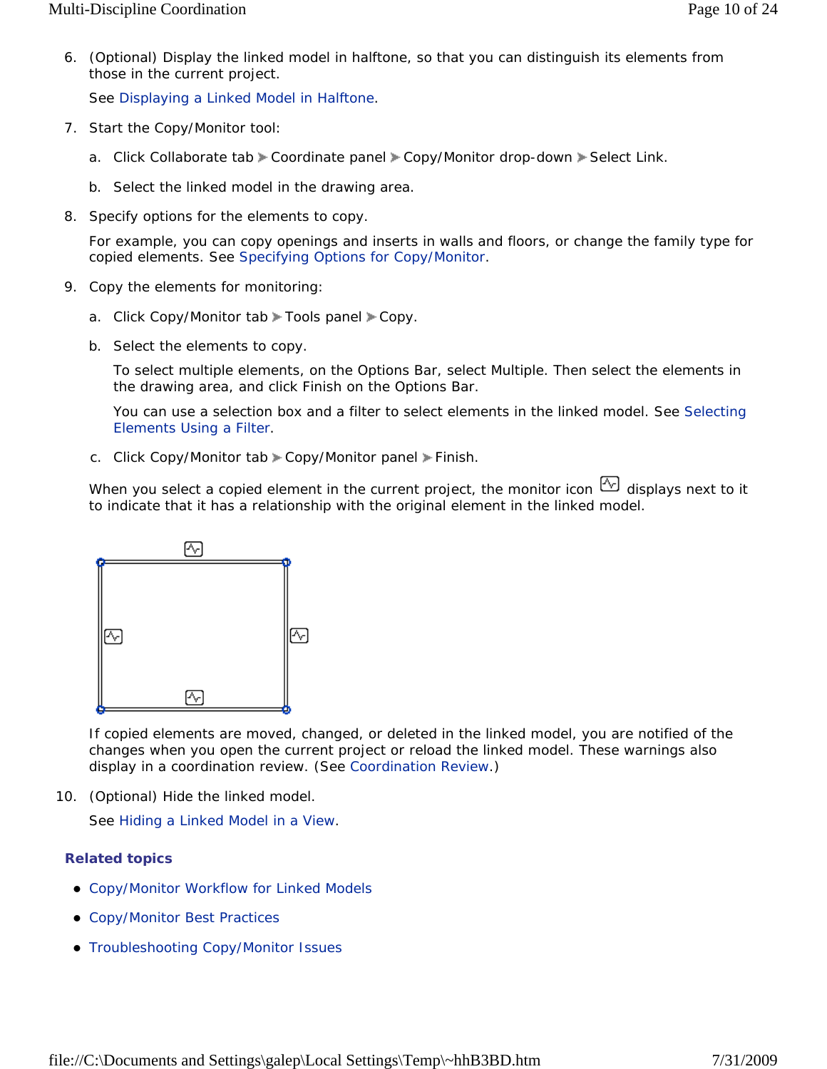6. (Optional) Display the linked model in halftone, so that you can distinguish its elements from those in the current project.

   See Displaying a Linked Model in Halftone.

7. Start the Copy/Monitor tool:

   a. Click Collaborate tab ➤ Coordinate panel ➤ Copy/Monitor drop-down ➤ Select Link.

   b. Select the linked model in the drawing area.

8. Specify options for the elements to copy.

   For example, you can copy openings and inserts in walls and floors, or change the family type for copied elements. See Specifying Options for Copy/Monitor.

9. Copy the elements for monitoring:

   a. Click Copy/Monitor tab ➤ Tools panel ➤ Copy.

   b. Select the elements to copy.

      To select multiple elements, on the Options Bar, select Multiple. Then select the elements in the drawing area, and click Finish on the Options Bar.

      You can use a selection box and a filter to select elements in the linked model. See Selecting Elements Using a Filter.

   c. Click Copy/Monitor tab ➤ Copy/Monitor panel ➤ Finish.

   When you select a copied element in the current project, the monitor icon displays next to it to indicate that it has a relationship with the original element in the linked model.

   If copied elements are moved, changed, or deleted in the linked model, you are notified of the changes when you open the current project or reload the linked model. These warnings also display in a coordination review. (See Coordination Review.)

10. (Optional) Hide the linked model.

    See Hiding a Linked Model in a View.

**Related topics**

- Copy/Monitor Workflow for Linked Models
- Copy/Monitor Best Practices
- Troubleshooting Copy/Monitor Issues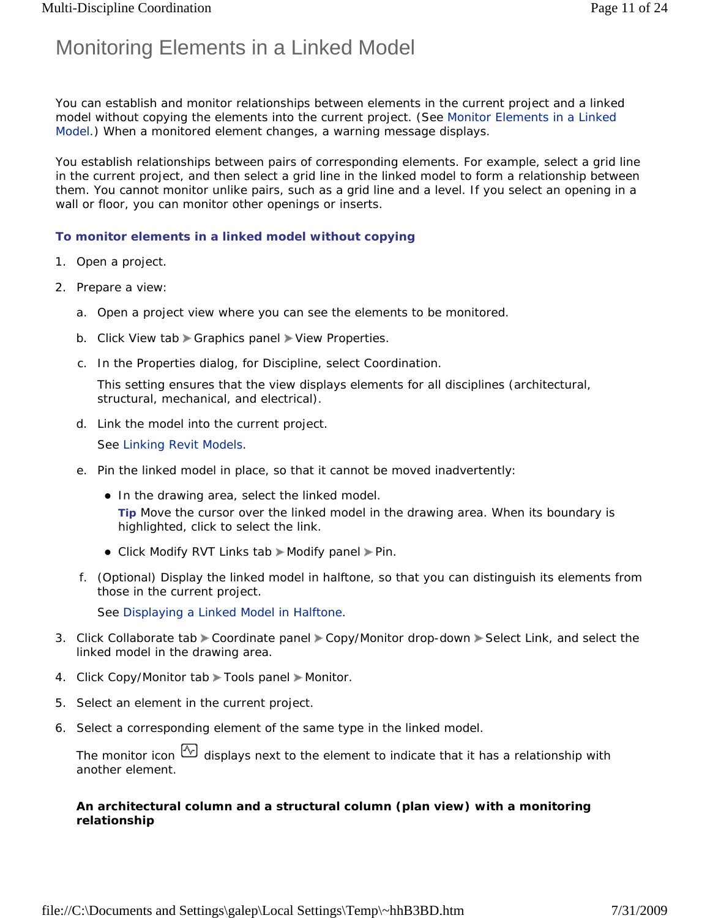# Monitoring Elements in a Linked Model

You can establish and monitor relationships between elements in the current project and a linked model without copying the elements into the current project. (See Monitor Elements in a Linked Model.) When a monitored element changes, a warning message displays.

You establish relationships between pairs of corresponding elements. For example, select a grid line in the current project, and then select a grid line in the linked model to form a relationship between them. You cannot monitor unlike pairs, such as a grid line and a level. If you select an opening in a wall or floor, you can monitor other openings or inserts.

### To monitor elements in a linked model without copying

1. Open a project.
2. Prepare a view:
   a. Open a project view where you can see the elements to be monitored.
   b. Click View tab ➤ Graphics panel ➤ View Properties.
   c. In the Properties dialog, for Discipline, select Coordination.

      This setting ensures that the view displays elements for all disciplines (architectural, structural, mechanical, and electrical).

   d. Link the model into the current project.

      See Linking Revit Models.

   e. Pin the linked model in place, so that it cannot be moved inadvertently:
      - In the drawing area, select the linked model.

        **Tip** Move the cursor over the linked model in the drawing area. When its boundary is highlighted, click to select the link.

      - Click Modify RVT Links tab ➤ Modify panel ➤ Pin.

   f. (Optional) Display the linked model in halftone, so that you can distinguish its elements from those in the current project.

      See Displaying a Linked Model in Halftone.

3. Click Collaborate tab ➤ Coordinate panel ➤ Copy/Monitor drop-down ➤ Select Link, and select the linked model in the drawing area.
4. Click Copy/Monitor tab ➤ Tools panel ➤ Monitor.
5. Select an element in the current project.
6. Select a corresponding element of the same type in the linked model.

   The monitor icon displays next to the element to indicate that it has a relationship with another element.

   **An architectural column and a structural column (plan view) with a monitoring relationship**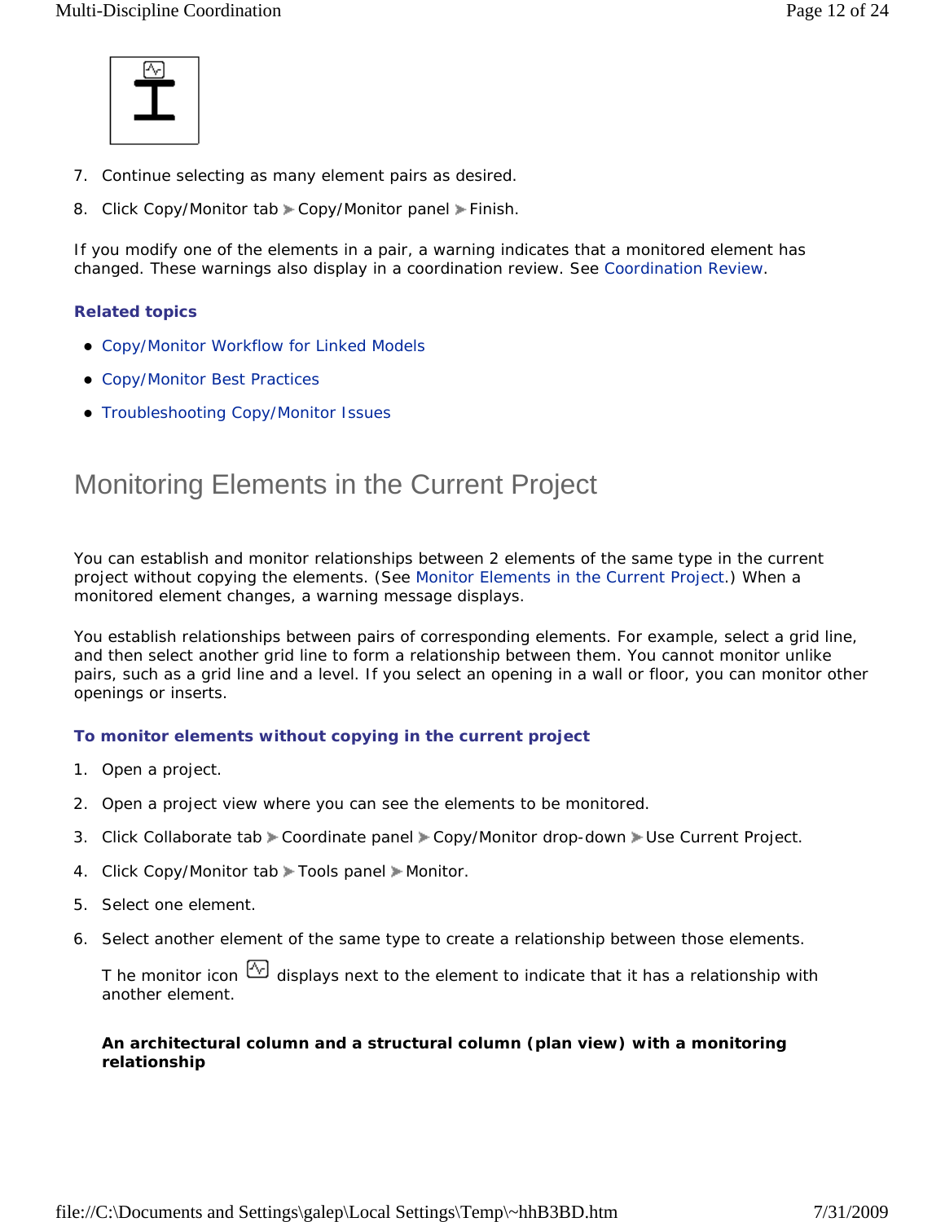7. Continue selecting as many element pairs as desired.

8. Click Copy/Monitor tab ➤ Copy/Monitor panel ➤ Finish.

If you modify one of the elements in a pair, a warning indicates that a monitored element has changed. These warnings also display in a coordination review. See Coordination Review.

**Related topics**

- Copy/Monitor Workflow for Linked Models
- Copy/Monitor Best Practices
- Troubleshooting Copy/Monitor Issues

# Monitoring Elements in the Current Project

You can establish and monitor relationships between 2 elements of the same type in the current project without copying the elements. (See Monitor Elements in the Current Project.) When a monitored element changes, a warning message displays.

You establish relationships between pairs of corresponding elements. For example, select a grid line, and then select another grid line to form a relationship between them. You cannot monitor unlike pairs, such as a grid line and a level. If you select an opening in a wall or floor, you can monitor other openings or inserts.

### To monitor elements without copying in the current project

1. Open a project.

2. Open a project view where you can see the elements to be monitored.

3. Click Collaborate tab ➤ Coordinate panel ➤ Copy/Monitor drop-down ➤ Use Current Project.

4. Click Copy/Monitor tab ➤ Tools panel ➤ Monitor.

5. Select one element.

6. Select another element of the same type to create a relationship between those elements.

   T he monitor icon displays next to the element to indicate that it has a relationship with another element.

   **An architectural column and a structural column (plan view) with a monitoring relationship**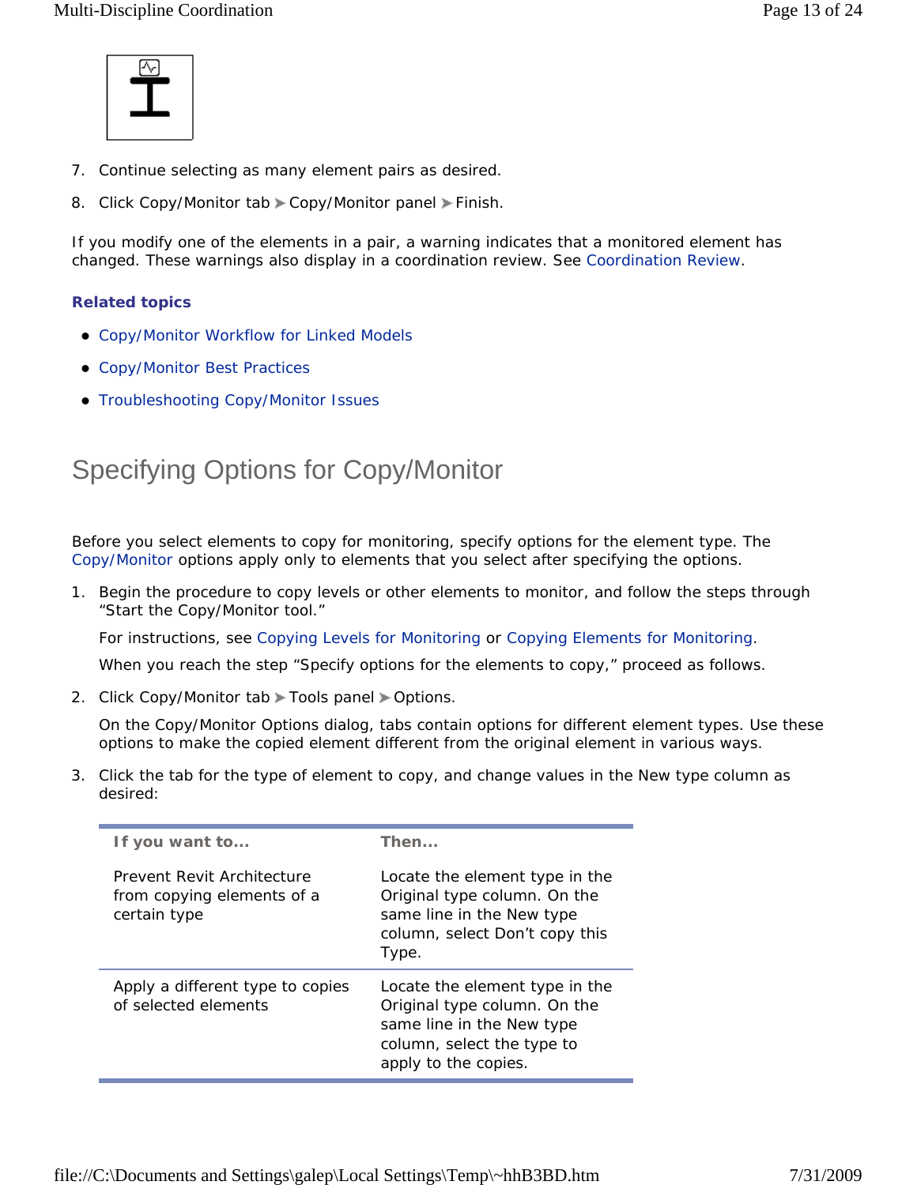7. Continue selecting as many element pairs as desired.
8. Click Copy/Monitor tab ➤ Copy/Monitor panel ➤ Finish.

If you modify one of the elements in a pair, a warning indicates that a monitored element has changed. These warnings also display in a coordination review. See Coordination Review.

**Related topics**

- Copy/Monitor Workflow for Linked Models
- Copy/Monitor Best Practices
- Troubleshooting Copy/Monitor Issues

# Specifying Options for Copy/Monitor

Before you select elements to copy for monitoring, specify options for the element type. The Copy/Monitor options apply only to elements that you select after specifying the options.

1. Begin the procedure to copy levels or other elements to monitor, and follow the steps through “Start the Copy/Monitor tool.”

   For instructions, see Copying Levels for Monitoring or Copying Elements for Monitoring.

   When you reach the step “Specify options for the elements to copy,” proceed as follows.

2. Click Copy/Monitor tab ➤ Tools panel ➤ Options.

   On the Copy/Monitor Options dialog, tabs contain options for different element types. Use these options to make the copied element different from the original element in various ways.

3. Click the tab for the type of element to copy, and change values in the New type column as desired:

| If you want to... | Then... |
|---|---|
| Prevent Revit Architecture from copying elements of a certain type | Locate the element type in the Original type column. On the same line in the New type column, select Don’t copy this Type. |
| Apply a different type to copies of selected elements | Locate the element type in the Original type column. On the same line in the New type column, select the type to apply to the copies. |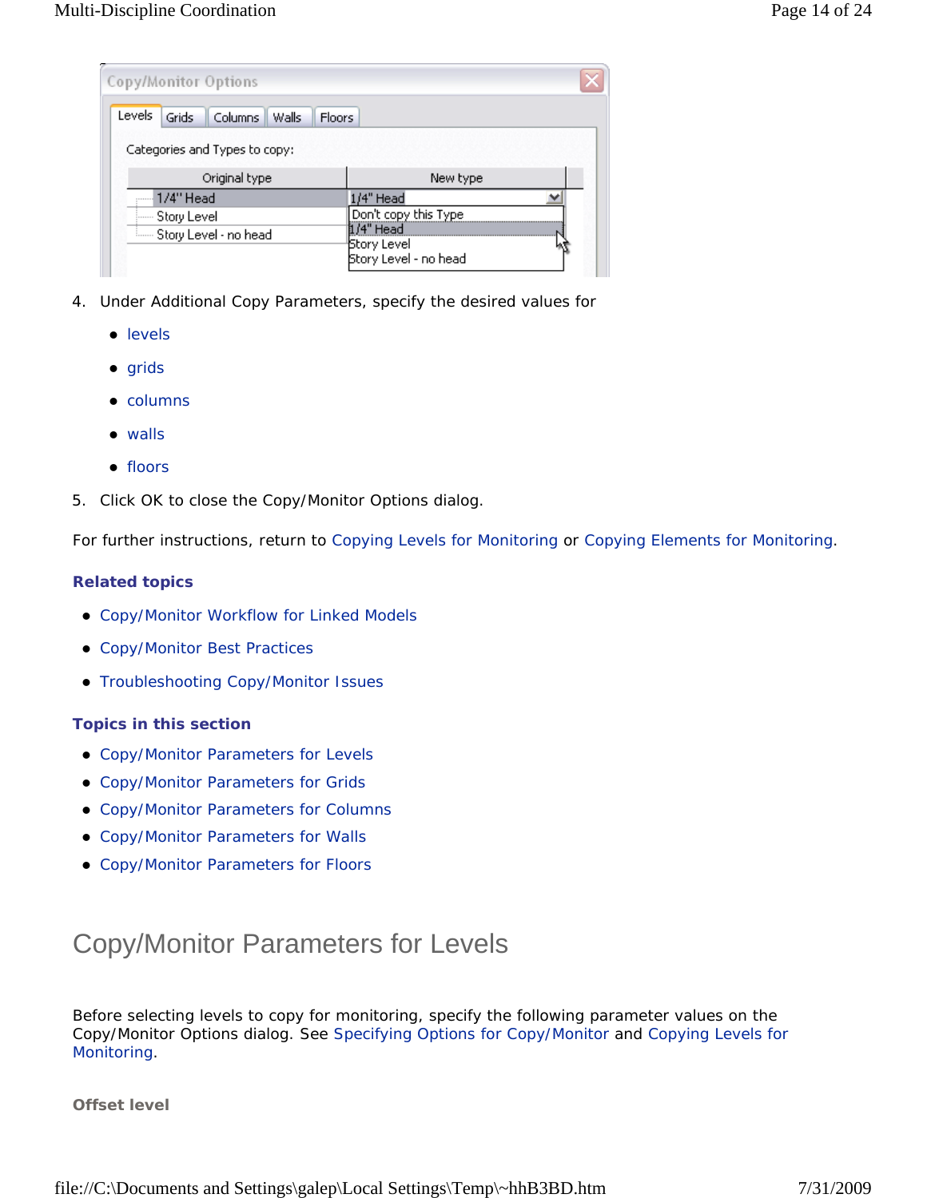4. Under Additional Copy Parameters, specify the desired values for
   - levels
   - grids
   - columns
   - walls
   - floors
5. Click OK to close the Copy/Monitor Options dialog.

For further instructions, return to Copying Levels for Monitoring or Copying Elements for Monitoring.

### Related topics

- Copy/Monitor Workflow for Linked Models
- Copy/Monitor Best Practices
- Troubleshooting Copy/Monitor Issues

### Topics in this section

- Copy/Monitor Parameters for Levels
- Copy/Monitor Parameters for Grids
- Copy/Monitor Parameters for Columns
- Copy/Monitor Parameters for Walls
- Copy/Monitor Parameters for Floors

# Copy/Monitor Parameters for Levels

Before selecting levels to copy for monitoring, specify the following parameter values on the Copy/Monitor Options dialog. See Specifying Options for Copy/Monitor and Copying Levels for Monitoring.

**Offset level**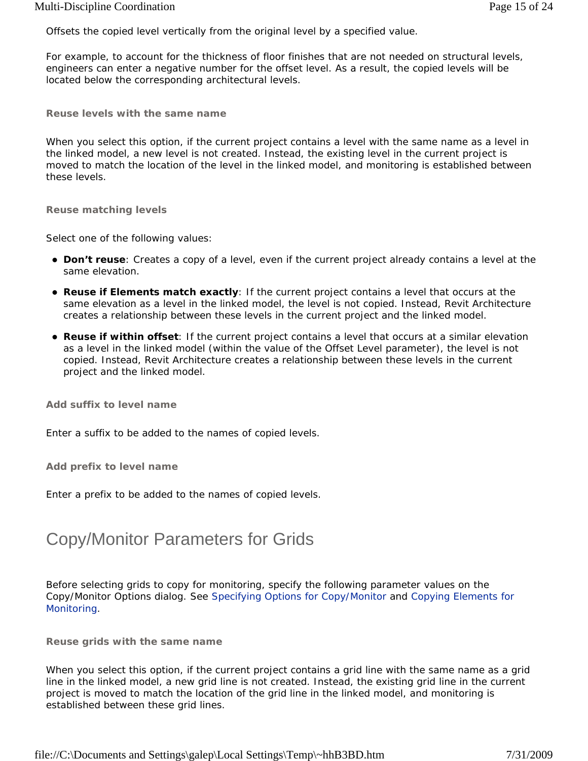Offsets the copied level vertically from the original level by a specified value.

For example, to account for the thickness of floor finishes that are not needed on structural levels, engineers can enter a negative number for the offset level. As a result, the copied levels will be located below the corresponding architectural levels.

#### Reuse levels with the same name

When you select this option, if the current project contains a level with the same name as a level in the linked model, a new level is not created. Instead, the existing level in the current project is moved to match the location of the level in the linked model, and monitoring is established between these levels.

#### Reuse matching levels

Select one of the following values:

- **Don't reuse**: Creates a copy of a level, even if the current project already contains a level at the same elevation.
- **Reuse if Elements match exactly**: If the current project contains a level that occurs at the same elevation as a level in the linked model, the level is not copied. Instead, Revit Architecture creates a relationship between these levels in the current project and the linked model.
- **Reuse if within offset**: If the current project contains a level that occurs at a similar elevation as a level in the linked model (within the value of the Offset Level parameter), the level is not copied. Instead, Revit Architecture creates a relationship between these levels in the current project and the linked model.

#### Add suffix to level name

Enter a suffix to be added to the names of copied levels.

#### Add prefix to level name

Enter a prefix to be added to the names of copied levels.

# Copy/Monitor Parameters for Grids

Before selecting grids to copy for monitoring, specify the following parameter values on the Copy/Monitor Options dialog. See Specifying Options for Copy/Monitor and Copying Elements for Monitoring.

#### Reuse grids with the same name

When you select this option, if the current project contains a grid line with the same name as a grid line in the linked model, a new grid line is not created. Instead, the existing grid line in the current project is moved to match the location of the grid line in the linked model, and monitoring is established between these grid lines.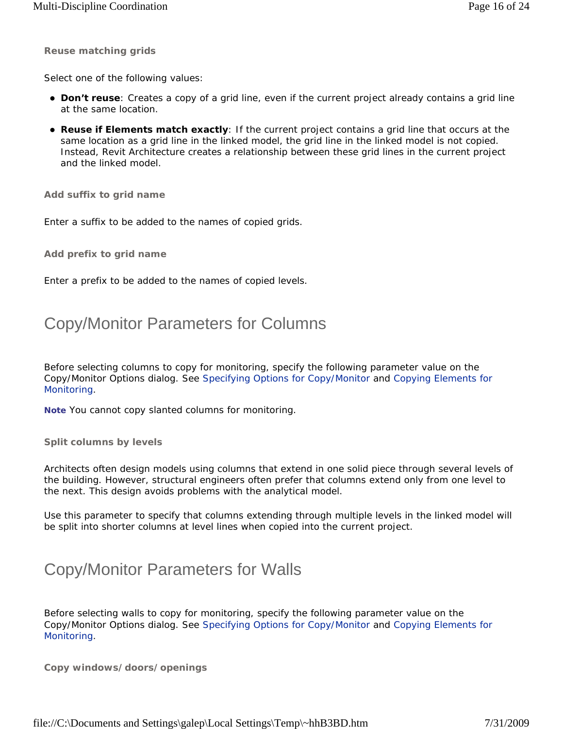#### Reuse matching grids

Select one of the following values:

- **Don't reuse**: Creates a copy of a grid line, even if the current project already contains a grid line at the same location.
- **Reuse if Elements match exactly**: If the current project contains a grid line that occurs at the same location as a grid line in the linked model, the grid line in the linked model is not copied. Instead, Revit Architecture creates a relationship between these grid lines in the current project and the linked model.

#### Add suffix to grid name

Enter a suffix to be added to the names of copied grids.

#### Add prefix to grid name

Enter a prefix to be added to the names of copied levels.

## Copy/Monitor Parameters for Columns

Before selecting columns to copy for monitoring, specify the following parameter value on the Copy/Monitor Options dialog. See Specifying Options for Copy/Monitor and Copying Elements for Monitoring.

**Note** You cannot copy slanted columns for monitoring.

#### Split columns by levels

Architects often design models using columns that extend in one solid piece through several levels of the building. However, structural engineers often prefer that columns extend only from one level to the next. This design avoids problems with the analytical model.

Use this parameter to specify that columns extending through multiple levels in the linked model will be split into shorter columns at level lines when copied into the current project.

## Copy/Monitor Parameters for Walls

Before selecting walls to copy for monitoring, specify the following parameter value on the Copy/Monitor Options dialog. See Specifying Options for Copy/Monitor and Copying Elements for Monitoring.

#### Copy windows/doors/openings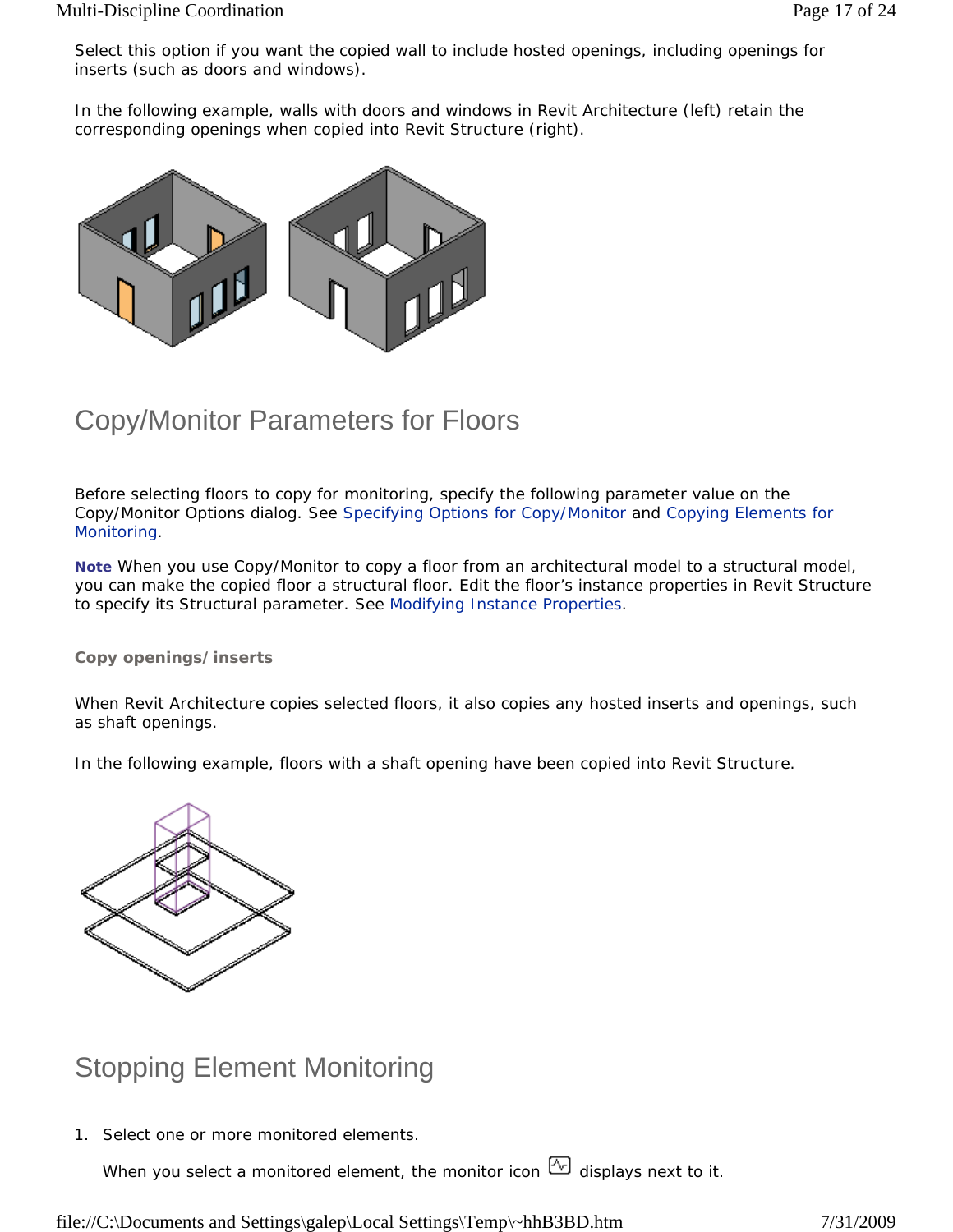Select this option if you want the copied wall to include hosted openings, including openings for inserts (such as doors and windows).

In the following example, walls with doors and windows in Revit Architecture (left) retain the corresponding openings when copied into Revit Structure (right).

## Copy/Monitor Parameters for Floors

Before selecting floors to copy for monitoring, specify the following parameter value on the Copy/Monitor Options dialog. See Specifying Options for Copy/Monitor and Copying Elements for Monitoring.

**Note** When you use Copy/Monitor to copy a floor from an architectural model to a structural model, you can make the copied floor a structural floor. Edit the floor's instance properties in Revit Structure to specify its Structural parameter. See Modifying Instance Properties.

**Copy openings/inserts**

When Revit Architecture copies selected floors, it also copies any hosted inserts and openings, such as shaft openings.

In the following example, floors with a shaft opening have been copied into Revit Structure.

## Stopping Element Monitoring

1. Select one or more monitored elements.

   When you select a monitored element, the monitor icon displays next to it.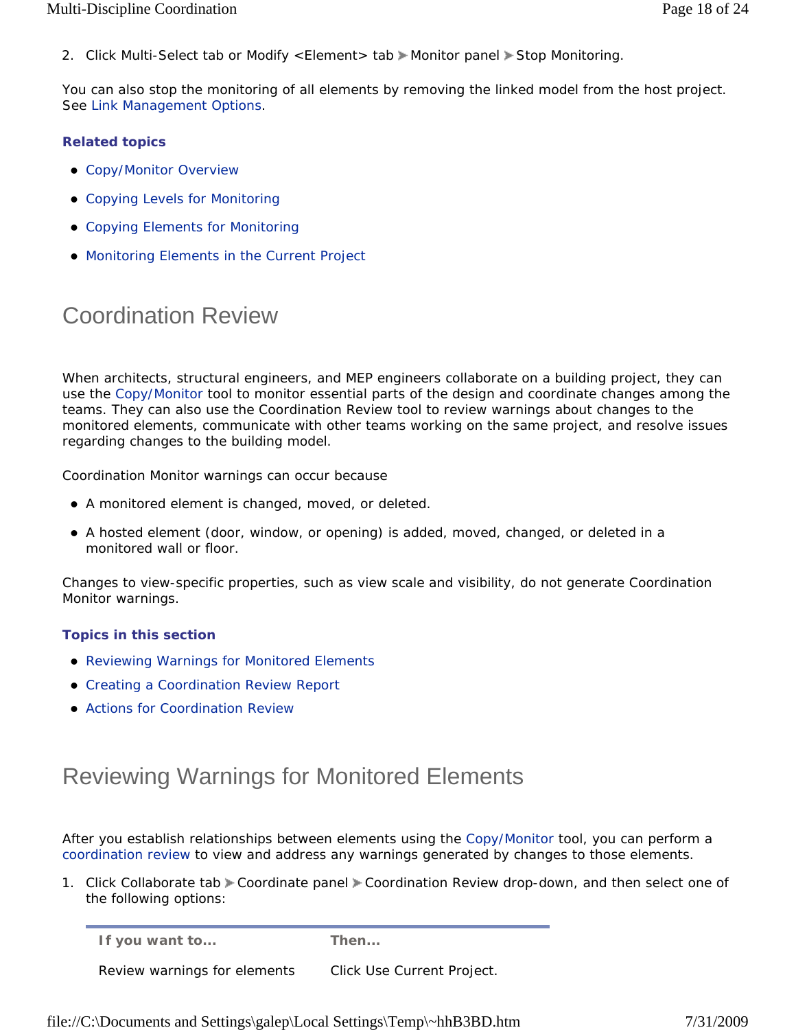2. Click Multi-Select tab or Modify <Element> tab ➤ Monitor panel ➤ Stop Monitoring.

You can also stop the monitoring of all elements by removing the linked model from the host project. See Link Management Options.

**Related topics**

- Copy/Monitor Overview
- Copying Levels for Monitoring
- Copying Elements for Monitoring
- Monitoring Elements in the Current Project

# Coordination Review

When architects, structural engineers, and MEP engineers collaborate on a building project, they can use the Copy/Monitor tool to monitor essential parts of the design and coordinate changes among the teams. They can also use the Coordination Review tool to review warnings about changes to the monitored elements, communicate with other teams working on the same project, and resolve issues regarding changes to the building model.

Coordination Monitor warnings can occur because

- A monitored element is changed, moved, or deleted.
- A hosted element (door, window, or opening) is added, moved, changed, or deleted in a monitored wall or floor.

Changes to view-specific properties, such as view scale and visibility, do not generate Coordination Monitor warnings.

**Topics in this section**

- Reviewing Warnings for Monitored Elements
- Creating a Coordination Review Report
- Actions for Coordination Review

# Reviewing Warnings for Monitored Elements

After you establish relationships between elements using the Copy/Monitor tool, you can perform a coordination review to view and address any warnings generated by changes to those elements.

1. Click Collaborate tab ➤ Coordinate panel ➤ Coordination Review drop-down, and then select one of the following options:

| If you want to... | Then... |
|---|---|
| Review warnings for elements | Click Use Current Project. |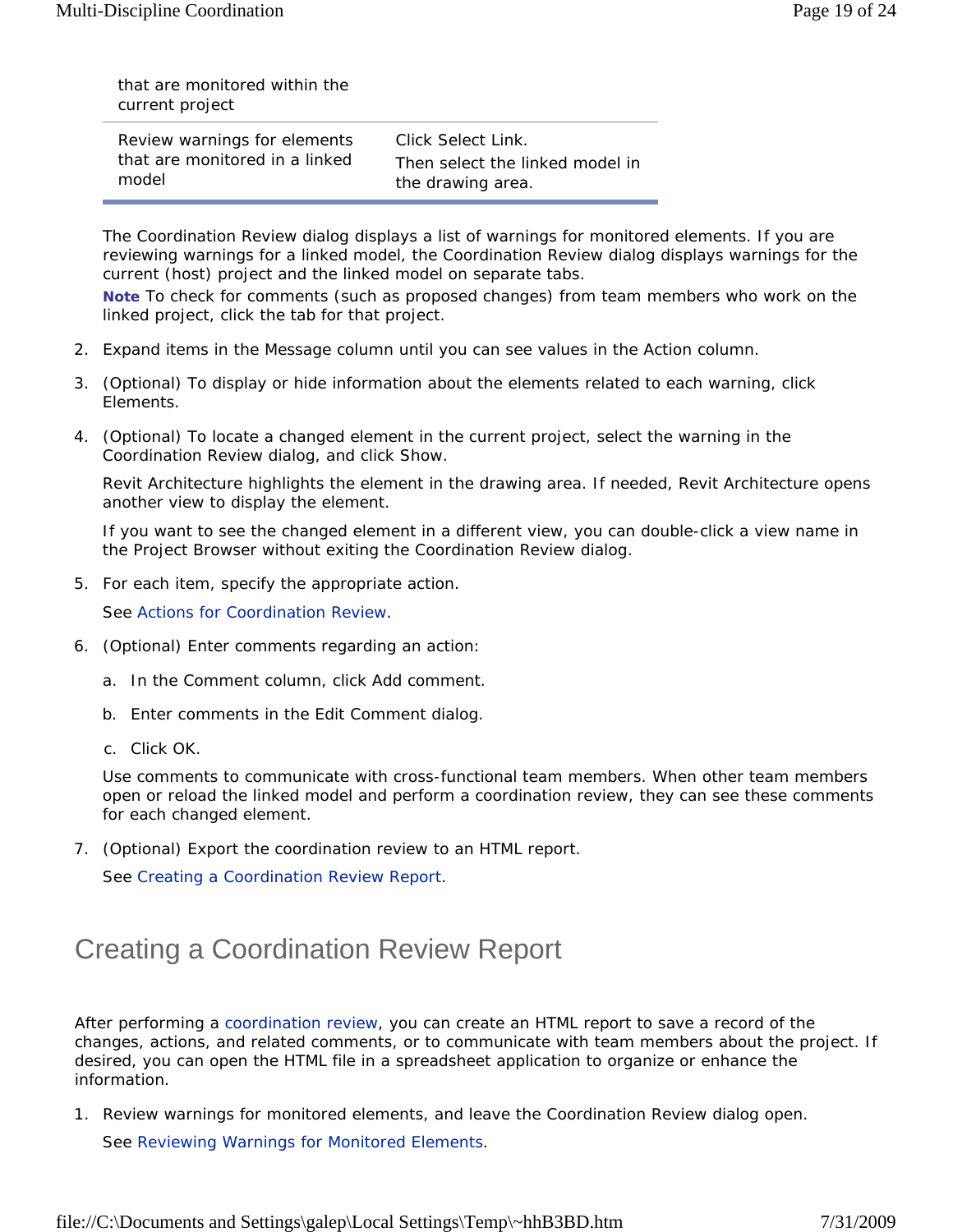| | |
|---|---|
| that are monitored within the current project | |
| Review warnings for elements that are monitored in a linked model | Click Select Link. Then select the linked model in the drawing area. |

The Coordination Review dialog displays a list of warnings for monitored elements. If you are reviewing warnings for a linked model, the Coordination Review dialog displays warnings for the current (host) project and the linked model on separate tabs.

**Note** To check for comments (such as proposed changes) from team members who work on the linked project, click the tab for that project.

2. Expand items in the Message column until you can see values in the Action column.
3. (Optional) To display or hide information about the elements related to each warning, click Elements.
4. (Optional) To locate a changed element in the current project, select the warning in the Coordination Review dialog, and click Show.

   Revit Architecture highlights the element in the drawing area. If needed, Revit Architecture opens another view to display the element.

   If you want to see the changed element in a different view, you can double-click a view name in the Project Browser without exiting the Coordination Review dialog.
5. For each item, specify the appropriate action.

   See Actions for Coordination Review.
6. (Optional) Enter comments regarding an action:

   a. In the Comment column, click Add comment.

   b. Enter comments in the Edit Comment dialog.

   c. Click OK.

   Use comments to communicate with cross-functional team members. When other team members open or reload the linked model and perform a coordination review, they can see these comments for each changed element.
7. (Optional) Export the coordination review to an HTML report.

   See Creating a Coordination Review Report.

# Creating a Coordination Review Report

After performing a coordination review, you can create an HTML report to save a record of the changes, actions, and related comments, or to communicate with team members about the project. If desired, you can open the HTML file in a spreadsheet application to organize or enhance the information.

1. Review warnings for monitored elements, and leave the Coordination Review dialog open.

   See Reviewing Warnings for Monitored Elements.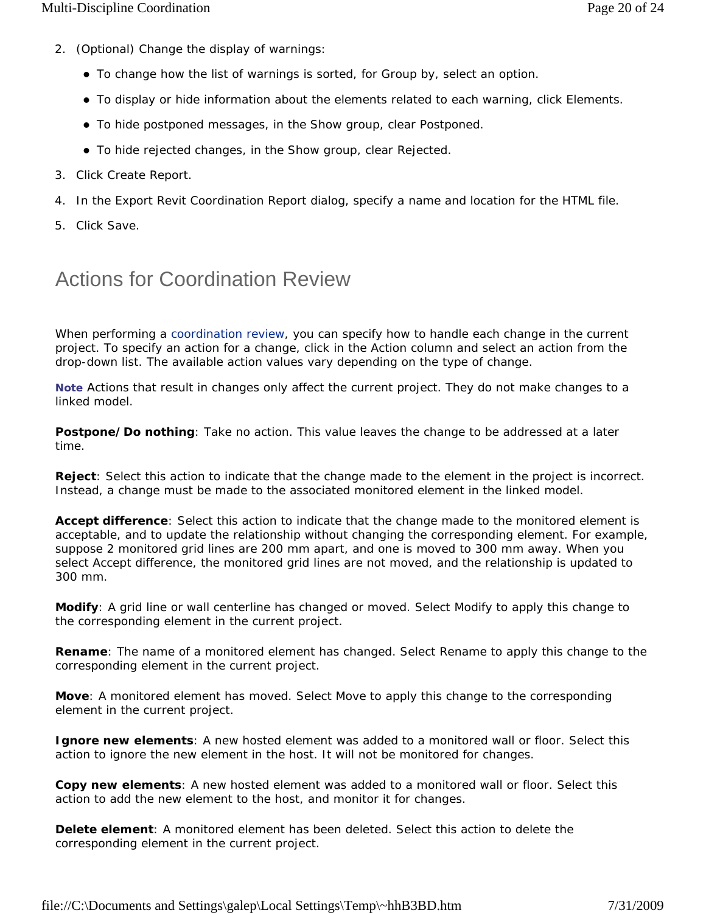2. (Optional) Change the display of warnings:
   - To change how the list of warnings is sorted, for Group by, select an option.
   - To display or hide information about the elements related to each warning, click Elements.
   - To hide postponed messages, in the Show group, clear Postponed.
   - To hide rejected changes, in the Show group, clear Rejected.
3. Click Create Report.
4. In the Export Revit Coordination Report dialog, specify a name and location for the HTML file.
5. Click Save.

# Actions for Coordination Review

When performing a coordination review, you can specify how to handle each change in the current project. To specify an action for a change, click in the Action column and select an action from the drop-down list. The available action values vary depending on the type of change.

**Note** Actions that result in changes only affect the current project. They do not make changes to a linked model.

**Postpone/Do nothing**: Take no action. This value leaves the change to be addressed at a later time.

**Reject**: Select this action to indicate that the change made to the element in the project is incorrect. Instead, a change must be made to the associated monitored element in the linked model.

**Accept difference**: Select this action to indicate that the change made to the monitored element is acceptable, and to update the relationship without changing the corresponding element. For example, suppose 2 monitored grid lines are 200 mm apart, and one is moved to 300 mm away. When you select Accept difference, the monitored grid lines are not moved, and the relationship is updated to 300 mm.

**Modify**: A grid line or wall centerline has changed or moved. Select Modify to apply this change to the corresponding element in the current project.

**Rename**: The name of a monitored element has changed. Select Rename to apply this change to the corresponding element in the current project.

**Move**: A monitored element has moved. Select Move to apply this change to the corresponding element in the current project.

**Ignore new elements**: A new hosted element was added to a monitored wall or floor. Select this action to ignore the new element in the host. It will not be monitored for changes.

**Copy new elements**: A new hosted element was added to a monitored wall or floor. Select this action to add the new element to the host, and monitor it for changes.

**Delete element**: A monitored element has been deleted. Select this action to delete the corresponding element in the current project.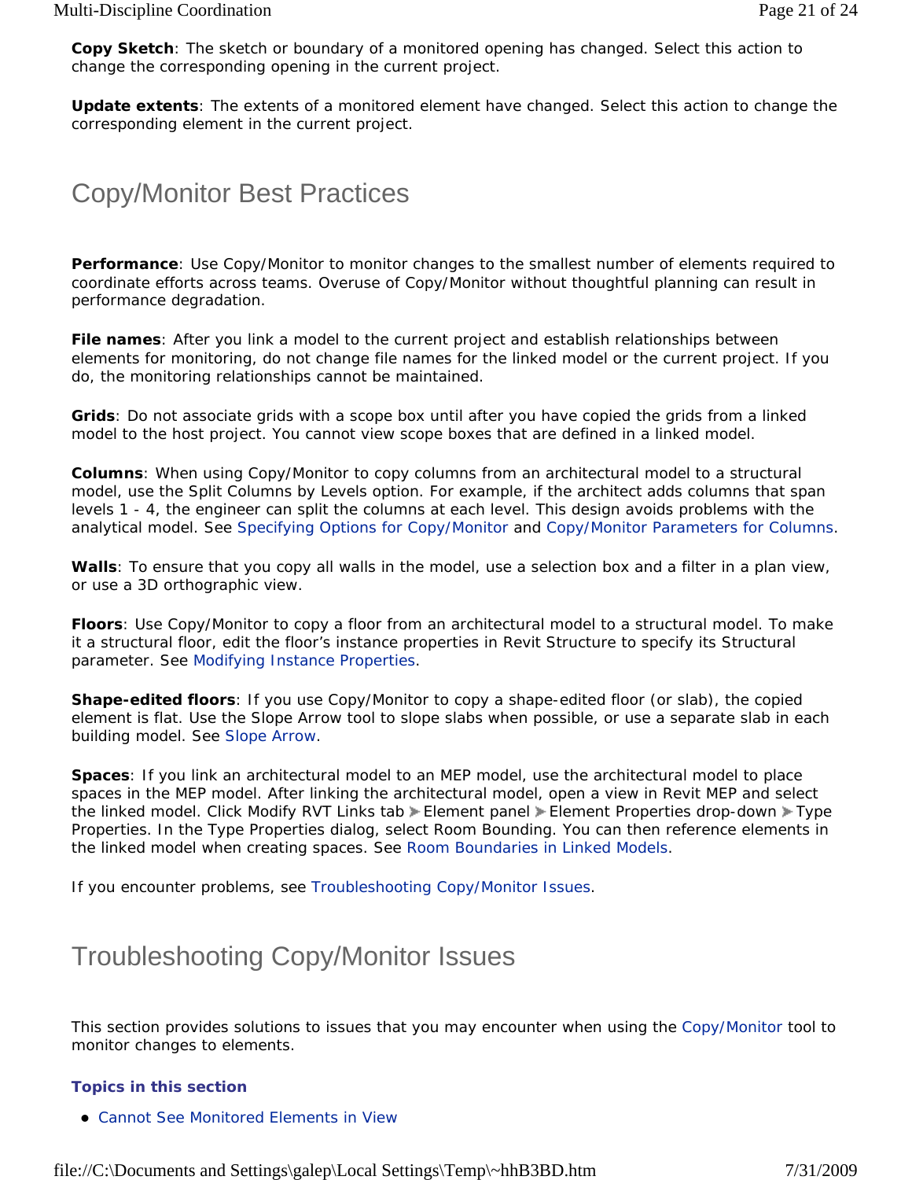**Copy Sketch**: The sketch or boundary of a monitored opening has changed. Select this action to change the corresponding opening in the current project.

**Update extents**: The extents of a monitored element have changed. Select this action to change the corresponding element in the current project.

## Copy/Monitor Best Practices

**Performance**: Use Copy/Monitor to monitor changes to the smallest number of elements required to coordinate efforts across teams. Overuse of Copy/Monitor without thoughtful planning can result in performance degradation.

**File names**: After you link a model to the current project and establish relationships between elements for monitoring, do not change file names for the linked model or the current project. If you do, the monitoring relationships cannot be maintained.

**Grids**: Do not associate grids with a scope box until after you have copied the grids from a linked model to the host project. You cannot view scope boxes that are defined in a linked model.

**Columns**: When using Copy/Monitor to copy columns from an architectural model to a structural model, use the Split Columns by Levels option. For example, if the architect adds columns that span levels 1 - 4, the engineer can split the columns at each level. This design avoids problems with the analytical model. See Specifying Options for Copy/Monitor and Copy/Monitor Parameters for Columns.

**Walls**: To ensure that you copy all walls in the model, use a selection box and a filter in a plan view, or use a 3D orthographic view.

**Floors**: Use Copy/Monitor to copy a floor from an architectural model to a structural model. To make it a structural floor, edit the floor's instance properties in Revit Structure to specify its Structural parameter. See Modifying Instance Properties.

**Shape-edited floors**: If you use Copy/Monitor to copy a shape-edited floor (or slab), the copied element is flat. Use the Slope Arrow tool to slope slabs when possible, or use a separate slab in each building model. See Slope Arrow.

**Spaces**: If you link an architectural model to an MEP model, use the architectural model to place spaces in the MEP model. After linking the architectural model, open a view in Revit MEP and select the linked model. Click Modify RVT Links tab ➤ Element panel ➤ Element Properties drop-down ➤ Type Properties. In the Type Properties dialog, select Room Bounding. You can then reference elements in the linked model when creating spaces. See Room Boundaries in Linked Models.

If you encounter problems, see Troubleshooting Copy/Monitor Issues.

## Troubleshooting Copy/Monitor Issues

This section provides solutions to issues that you may encounter when using the Copy/Monitor tool to monitor changes to elements.

### Topics in this section

- Cannot See Monitored Elements in View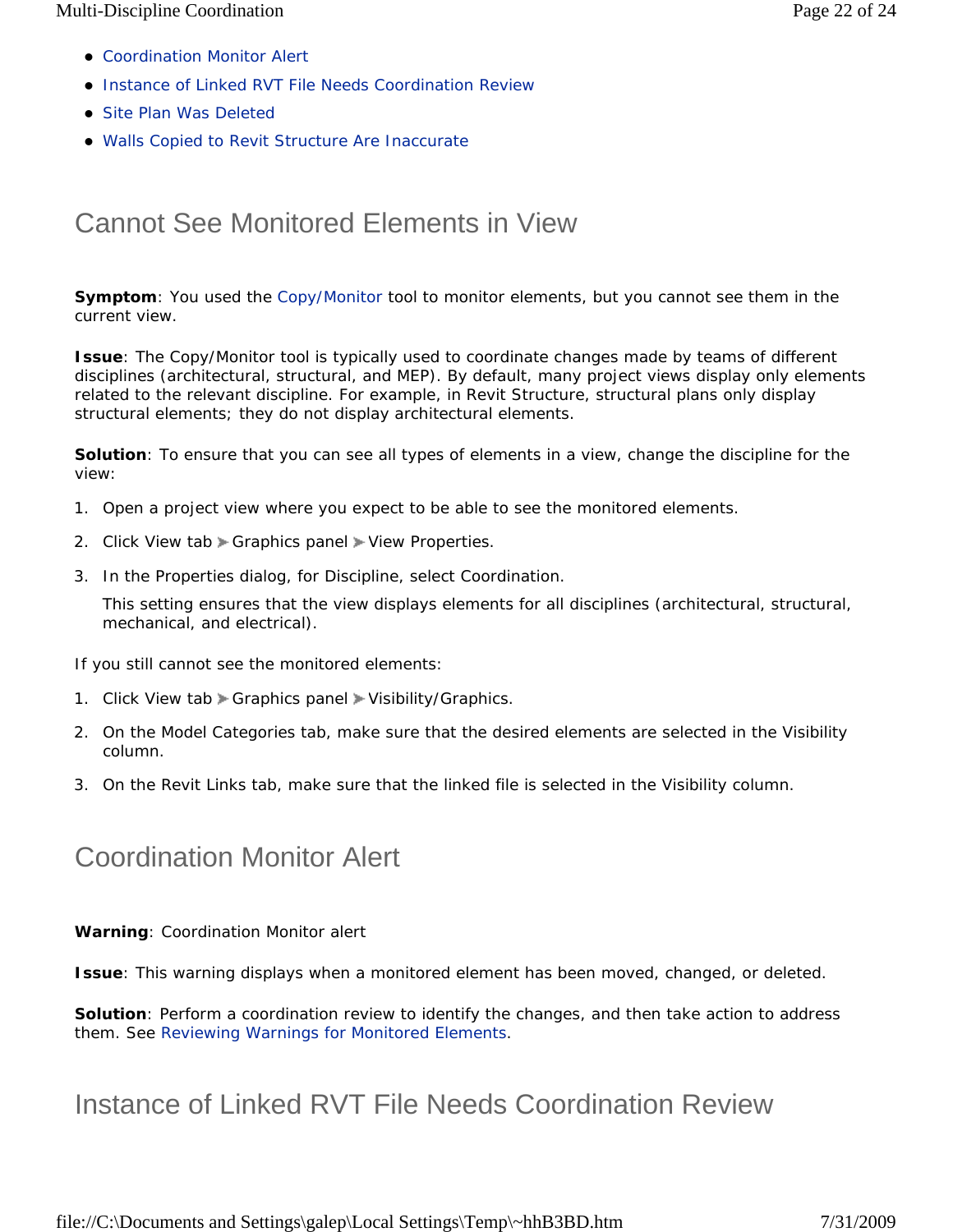- Coordination Monitor Alert
- Instance of Linked RVT File Needs Coordination Review
- Site Plan Was Deleted
- Walls Copied to Revit Structure Are Inaccurate

## Cannot See Monitored Elements in View

**Symptom**: You used the Copy/Monitor tool to monitor elements, but you cannot see them in the current view.

**Issue**: The Copy/Monitor tool is typically used to coordinate changes made by teams of different disciplines (architectural, structural, and MEP). By default, many project views display only elements related to the relevant discipline. For example, in Revit Structure, structural plans only display structural elements; they do not display architectural elements.

**Solution**: To ensure that you can see all types of elements in a view, change the discipline for the view:

1. Open a project view where you expect to be able to see the monitored elements.
2. Click View tab ➤ Graphics panel ➤ View Properties.
3. In the Properties dialog, for Discipline, select Coordination.

   This setting ensures that the view displays elements for all disciplines (architectural, structural, mechanical, and electrical).

If you still cannot see the monitored elements:

1. Click View tab ➤ Graphics panel ➤ Visibility/Graphics.
2. On the Model Categories tab, make sure that the desired elements are selected in the Visibility column.
3. On the Revit Links tab, make sure that the linked file is selected in the Visibility column.

## Coordination Monitor Alert

**Warning**: Coordination Monitor alert

**Issue**: This warning displays when a monitored element has been moved, changed, or deleted.

**Solution**: Perform a coordination review to identify the changes, and then take action to address them. See Reviewing Warnings for Monitored Elements.

## Instance of Linked RVT File Needs Coordination Review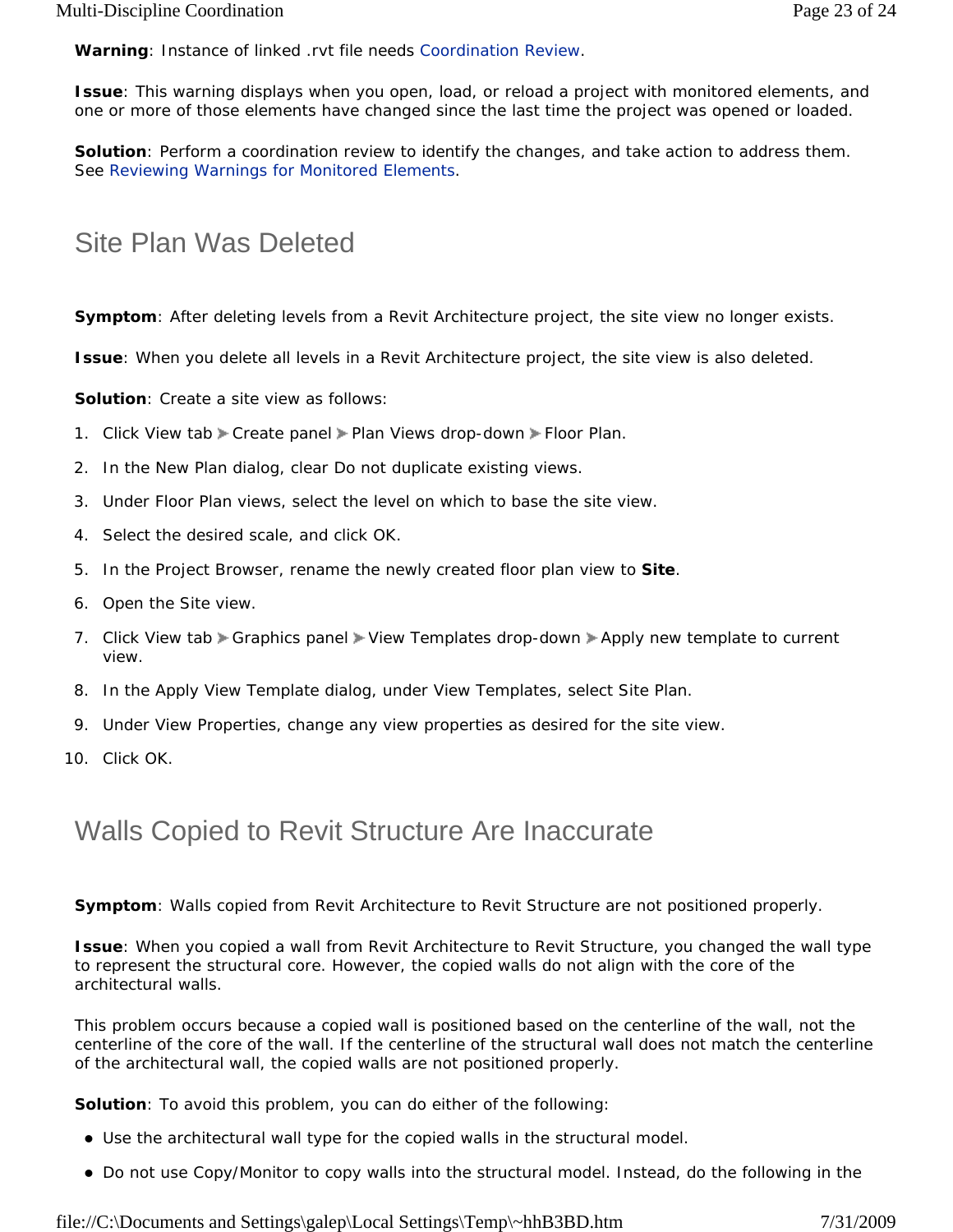**Warning**: Instance of linked .rvt file needs Coordination Review.

**Issue**: This warning displays when you open, load, or reload a project with monitored elements, and one or more of those elements have changed since the last time the project was opened or loaded.

**Solution**: Perform a coordination review to identify the changes, and take action to address them. See Reviewing Warnings for Monitored Elements.

## Site Plan Was Deleted

**Symptom**: After deleting levels from a Revit Architecture project, the site view no longer exists.

**Issue**: When you delete all levels in a Revit Architecture project, the site view is also deleted.

**Solution**: Create a site view as follows:

1. Click View tab ➤ Create panel ➤ Plan Views drop-down ➤ Floor Plan.
2. In the New Plan dialog, clear Do not duplicate existing views.
3. Under Floor Plan views, select the level on which to base the site view.
4. Select the desired scale, and click OK.
5. In the Project Browser, rename the newly created floor plan view to **Site**.
6. Open the Site view.
7. Click View tab ➤ Graphics panel ➤ View Templates drop-down ➤ Apply new template to current view.
8. In the Apply View Template dialog, under View Templates, select Site Plan.
9. Under View Properties, change any view properties as desired for the site view.
10. Click OK.

## Walls Copied to Revit Structure Are Inaccurate

**Symptom**: Walls copied from Revit Architecture to Revit Structure are not positioned properly.

**Issue**: When you copied a wall from Revit Architecture to Revit Structure, you changed the wall type to represent the structural core. However, the copied walls do not align with the core of the architectural walls.

This problem occurs because a copied wall is positioned based on the centerline of the wall, not the centerline of the core of the wall. If the centerline of the structural wall does not match the centerline of the architectural wall, the copied walls are not positioned properly.

**Solution**: To avoid this problem, you can do either of the following:

- Use the architectural wall type for the copied walls in the structural model.
- Do not use Copy/Monitor to copy walls into the structural model. Instead, do the following in the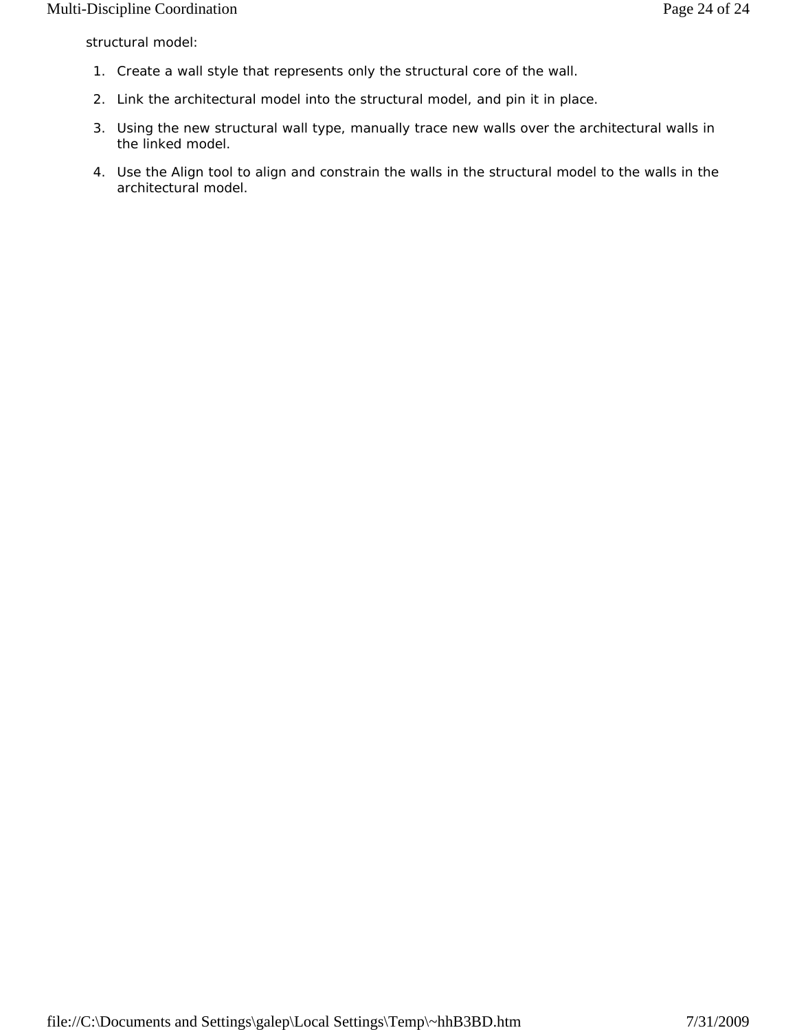structural model:

1. Create a wall style that represents only the structural core of the wall.
2. Link the architectural model into the structural model, and pin it in place.
3. Using the new structural wall type, manually trace new walls over the architectural walls in the linked model.
4. Use the Align tool to align and constrain the walls in the structural model to the walls in the architectural model.